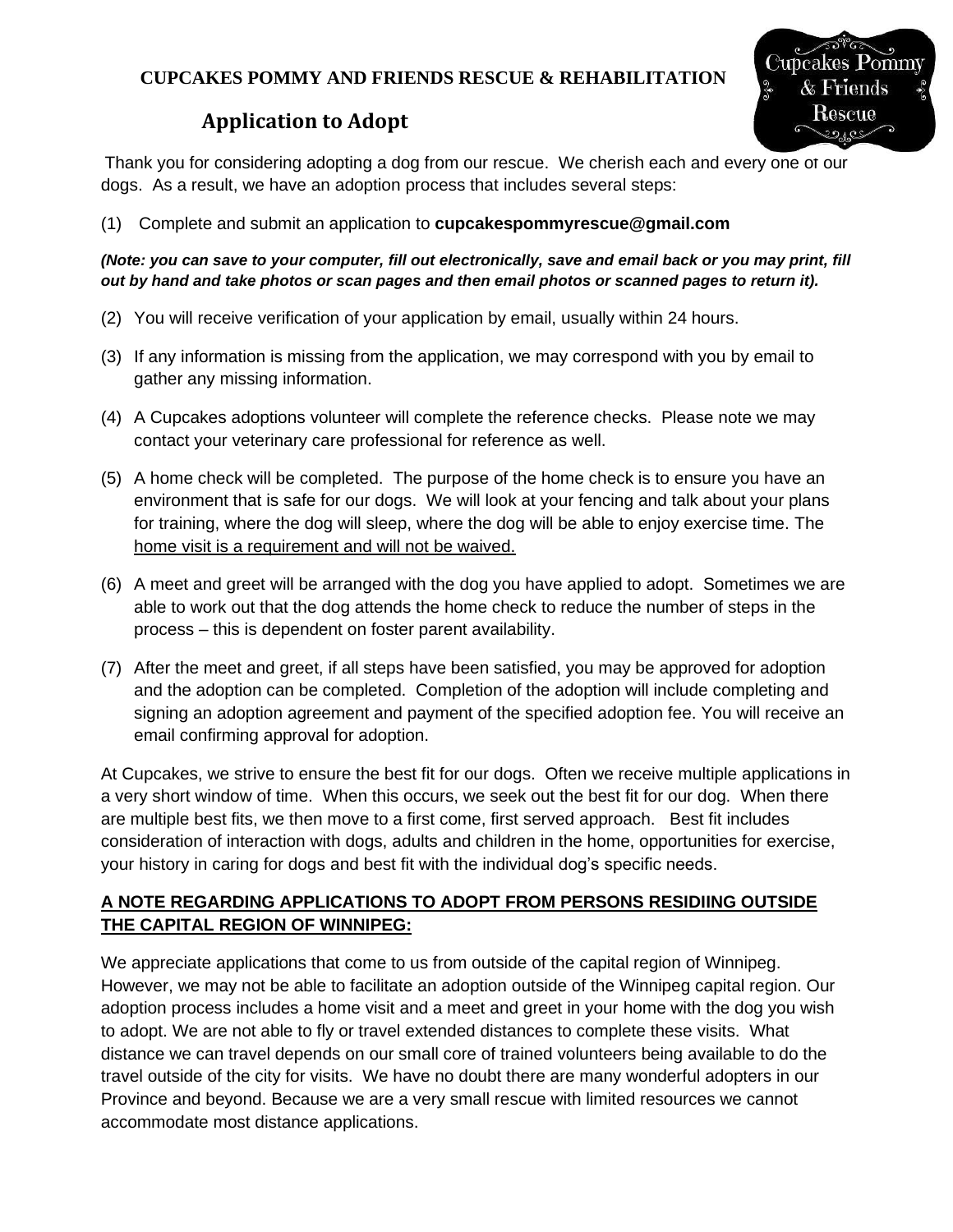**CUPCAKES POMMY AND FRIENDS RESCUE & REHABILITATION**

# Application to Adopt

Thank you for considering adopting a dog from our rescue. We cherish each and every one of our dogs. As a result, we have an adoption process that includes several steps:

(1) Complete and submit an application to **cupcakespommyrescue@gmail.com**

***(Note: you can save to your computer, fill out electronically, save and email back or you may print, fill out by hand and take photos or scan pages and then email photos or scanned pages to return it).***

(2) You will receive verification of your application by email, usually within 24 hours.

(3) If any information is missing from the application, we may correspond with you by email to gather any missing information.

(4) A Cupcakes adoptions volunteer will complete the reference checks. Please note we may contact your veterinary care professional for reference as well.

(5) A home check will be completed. The purpose of the home check is to ensure you have an environment that is safe for our dogs. We will look at your fencing and talk about your plans for training, where the dog will sleep, where the dog will be able to enjoy exercise time. The home visit is a requirement and will not be waived.

(6) A meet and greet will be arranged with the dog you have applied to adopt. Sometimes we are able to work out that the dog attends the home check to reduce the number of steps in the process – this is dependent on foster parent availability.

(7) After the meet and greet, if all steps have been satisfied, you may be approved for adoption and the adoption can be completed. Completion of the adoption will include completing and signing an adoption agreement and payment of the specified adoption fee. You will receive an email confirming approval for adoption.

At Cupcakes, we strive to ensure the best fit for our dogs. Often we receive multiple applications in a very short window of time. When this occurs, we seek out the best fit for our dog. When there are multiple best fits, we then move to a first come, first served approach. Best fit includes consideration of interaction with dogs, adults and children in the home, opportunities for exercise, your history in caring for dogs and best fit with the individual dog's specific needs.

**A NOTE REGARDING APPLICATIONS TO ADOPT FROM PERSONS RESIDIING OUTSIDE THE CAPITAL REGION OF WINNIPEG:**

We appreciate applications that come to us from outside of the capital region of Winnipeg. However, we may not be able to facilitate an adoption outside of the Winnipeg capital region. Our adoption process includes a home visit and a meet and greet in your home with the dog you wish to adopt. We are not able to fly or travel extended distances to complete these visits. What distance we can travel depends on our small core of trained volunteers being available to do the travel outside of the city for visits. We have no doubt there are many wonderful adopters in our Province and beyond. Because we are a very small rescue with limited resources we cannot accommodate most distance applications.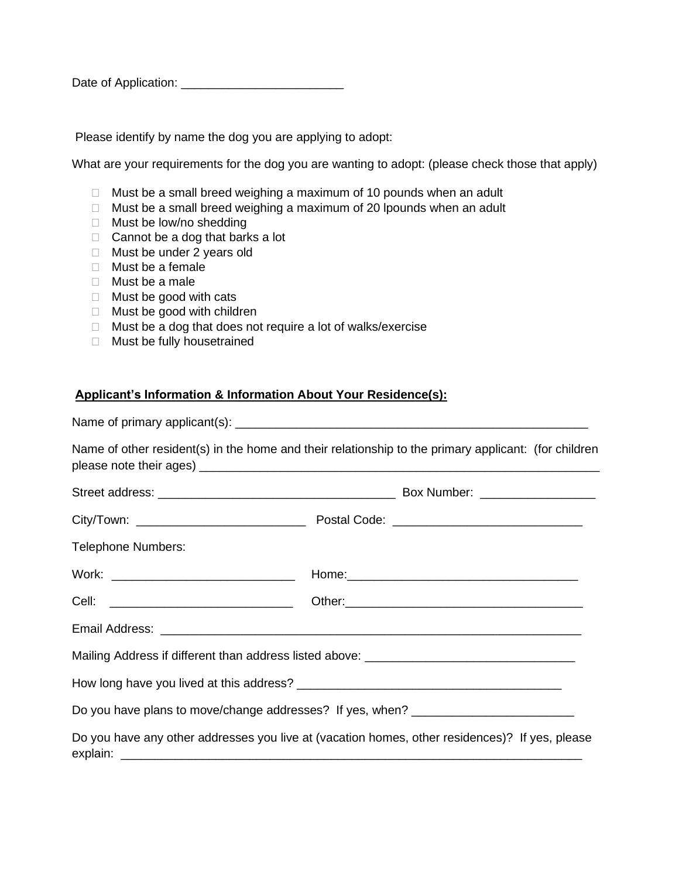Date of Application: ________________________

Please identify by name the dog you are applying to adopt:

What are your requirements for the dog you are wanting to adopt: (please check those that apply)

- ☐ Must be a small breed weighing a maximum of 10 pounds when an adult
- ☐ Must be a small breed weighing a maximum of 20 lpounds when an adult
- ☐ Must be low/no shedding
- ☐ Cannot be a dog that barks a lot
- ☐ Must be under 2 years old
- ☐ Must be a female
- ☐ Must be a male
- ☐ Must be good with cats
- ☐ Must be good with children
- ☐ Must be a dog that does not require a lot of walks/exercise
- ☐ Must be fully housetrained

**Applicant's Information & Information About Your Residence(s):**

Name of primary applicant(s): ______________________________________________________

Name of other resident(s) in the home and their relationship to the primary applicant: (for children please note their ages) ______________________________________________________________

Street address: ___________________________________ Box Number: _________________

City/Town: _________________________ Postal Code: ____________________________

Telephone Numbers:

Work: ___________________________ Home:__________________________________

Cell: ___________________________ Other:___________________________________

Email Address: ________________________________________________________________

Mailing Address if different than address listed above: ______________________________

How long have you lived at this address? _______________________________________

Do you have plans to move/change addresses? If yes, when? ________________________

Do you have any other addresses you live at (vacation homes, other residences)? If yes, please explain: ______________________________________________________________________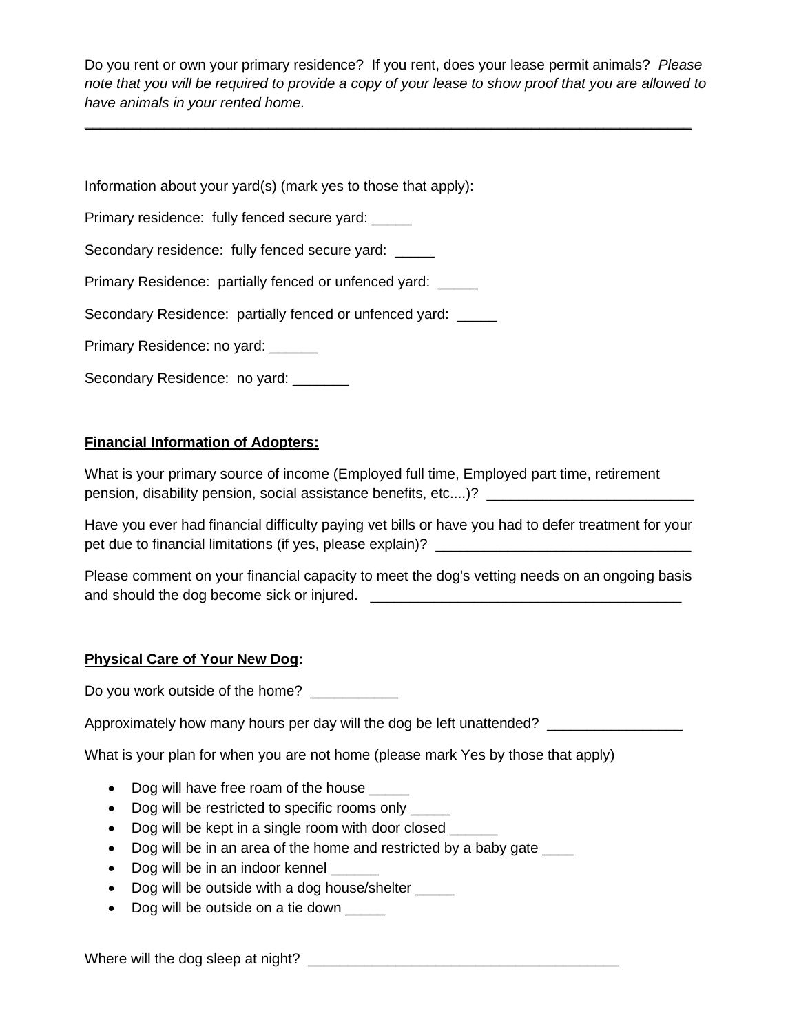Do you rent or own your primary residence? If you rent, does your lease permit animals? *Please note that you will be required to provide a copy of your lease to show proof that you are allowed to have animals in your rented home.*

______________________________________________________________________________

Information about your yard(s) (mark yes to those that apply):

Primary residence: fully fenced secure yard: _____

Secondary residence: fully fenced secure yard: _____

Primary Residence: partially fenced or unfenced yard: _____

Secondary Residence: partially fenced or unfenced yard: _____

Primary Residence: no yard: ______

Secondary Residence: no yard: _______

**Financial Information of Adopters:**

What is your primary source of income (Employed full time, Employed part time, retirement pension, disability pension, social assistance benefits, etc....)? __________________________

Have you ever had financial difficulty paying vet bills or have you had to defer treatment for your pet due to financial limitations (if yes, please explain)? ________________________________

Please comment on your financial capacity to meet the dog's vetting needs on an ongoing basis and should the dog become sick or injured. _______________________________________

**Physical Care of Your New Dog:**

Do you work outside of the home? ___________

Approximately how many hours per day will the dog be left unattended? _________________

What is your plan for when you are not home (please mark Yes by those that apply)

- Dog will have free roam of the house _____
- Dog will be restricted to specific rooms only _____
- Dog will be kept in a single room with door closed ______
- Dog will be in an area of the home and restricted by a baby gate ____
- Dog will be in an indoor kennel ______
- Dog will be outside with a dog house/shelter _____
- Dog will be outside on a tie down _____

Where will the dog sleep at night? _______________________________________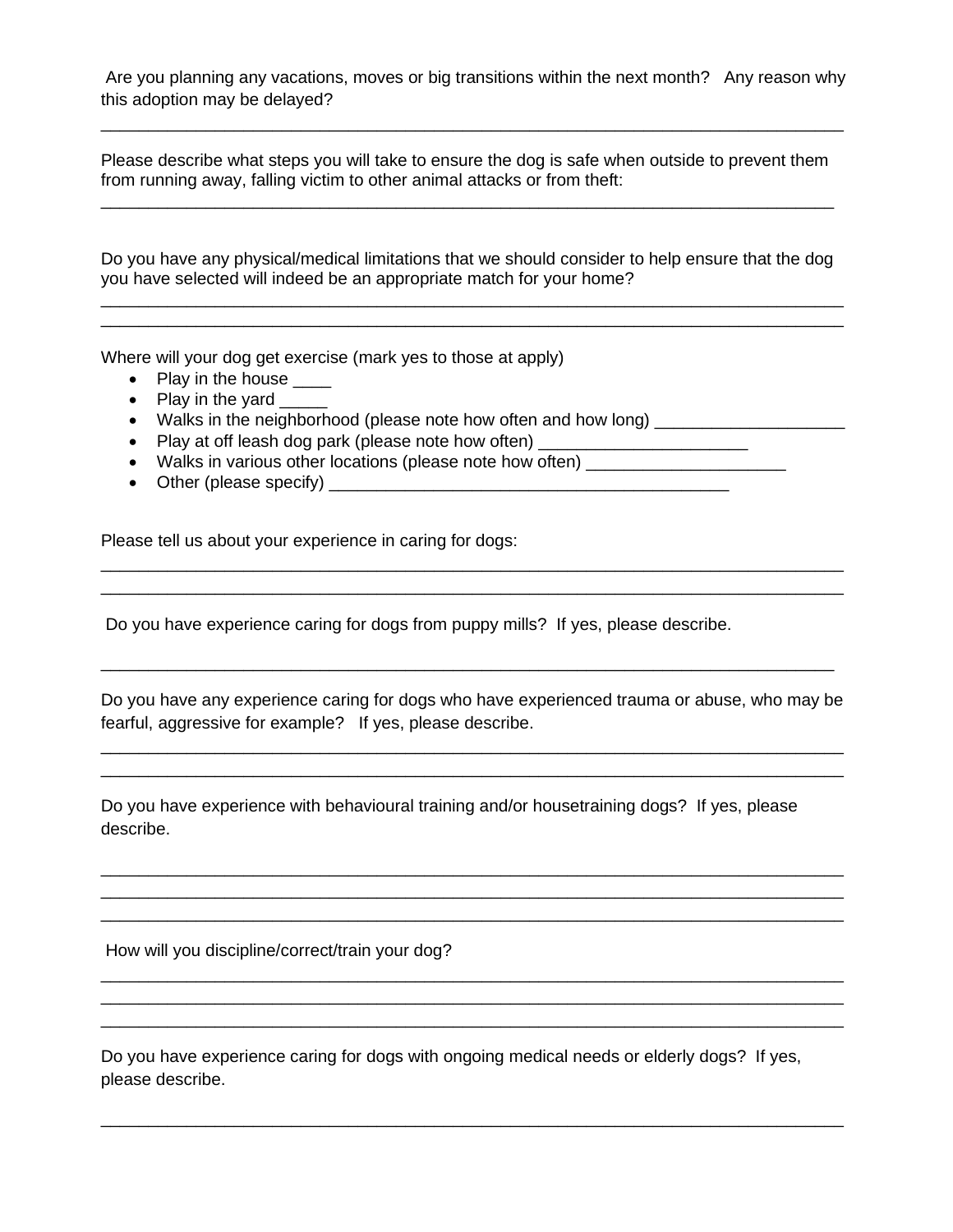Are you planning any vacations, moves or big transitions within the next month? Any reason why this adoption may be delayed?

_______________________________________________________________________________

Please describe what steps you will take to ensure the dog is safe when outside to prevent them from running away, falling victim to other animal attacks or from theft:

______________________________________________________________________________

Do you have any physical/medical limitations that we should consider to help ensure that the dog you have selected will indeed be an appropriate match for your home?

_______________________________________________________________________________
_______________________________________________________________________________

Where will your dog get exercise (mark yes to those at apply)

- Play in the house ____
- Play in the yard _____
- Walks in the neighborhood (please note how often and how long) ____________________
- Play at off leash dog park (please note how often) ______________________
- Walks in various other locations (please note how often) _____________________
- Other (please specify) ___________________________________________

Please tell us about your experience in caring for dogs:

_______________________________________________________________________________
_______________________________________________________________________________

Do you have experience caring for dogs from puppy mills? If yes, please describe.

______________________________________________________________________________

Do you have any experience caring for dogs who have experienced trauma or abuse, who may be fearful, aggressive for example? If yes, please describe.

_______________________________________________________________________________
_______________________________________________________________________________

Do you have experience with behavioural training and/or housetraining dogs? If yes, please describe.

_______________________________________________________________________________
_______________________________________________________________________________
_______________________________________________________________________________

How will you discipline/correct/train your dog?

_______________________________________________________________________________
_______________________________________________________________________________
_______________________________________________________________________________

Do you have experience caring for dogs with ongoing medical needs or elderly dogs? If yes, please describe.

_______________________________________________________________________________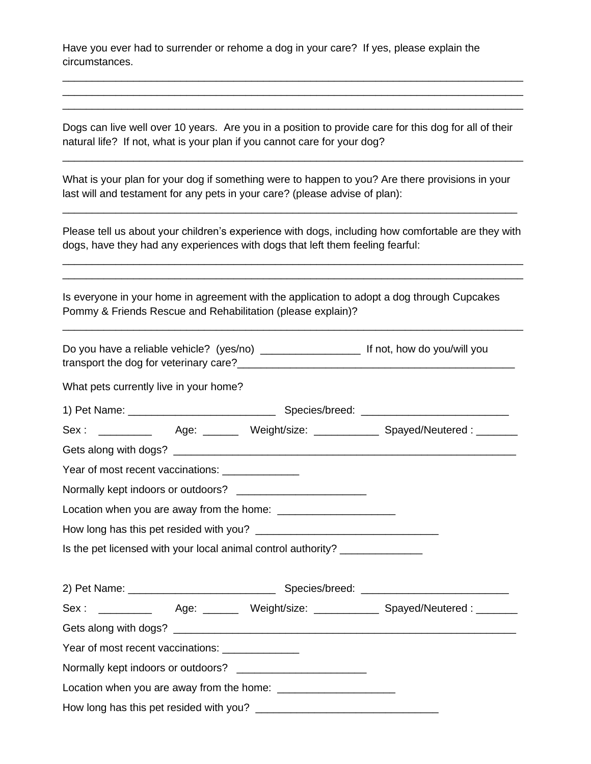Have you ever had to surrender or rehome a dog in your care? If yes, please explain the circumstances.

______________________________________________________________________________
______________________________________________________________________________
______________________________________________________________________________

Dogs can live well over 10 years. Are you in a position to provide care for this dog for all of their natural life? If not, what is your plan if you cannot care for your dog?

______________________________________________________________________________

What is your plan for your dog if something were to happen to you? Are there provisions in your last will and testament for any pets in your care? (please advise of plan):

______________________________________________________________________________

Please tell us about your children's experience with dogs, including how comfortable are they with dogs, have they had any experiences with dogs that left them feeling fearful:

______________________________________________________________________________
______________________________________________________________________________

Is everyone in your home in agreement with the application to adopt a dog through Cupcakes Pommy & Friends Rescue and Rehabilitation (please explain)?

______________________________________________________________________________

Do you have a reliable vehicle? (yes/no) _________________ If not, how do you/will you transport the dog for veterinary care?_________________________________________________

What pets currently live in your home?

1) Pet Name: _________________________ Species/breed: _________________________

Sex : _________ Age: ______ Weight/size: ___________ Spayed/Neutered : _______

Gets along with dogs? ____________________________________________________________

Year of most recent vaccinations: _____________

Normally kept indoors or outdoors? ______________________

Location when you are away from the home: ____________________

How long has this pet resided with you? _______________________________

Is the pet licensed with your local animal control authority? ______________

2) Pet Name: _________________________ Species/breed: _________________________

Sex : _________ Age: ______ Weight/size: ___________ Spayed/Neutered : _______

Gets along with dogs? ____________________________________________________________

Year of most recent vaccinations: _____________

Normally kept indoors or outdoors? ______________________

Location when you are away from the home: ____________________

How long has this pet resided with you? _______________________________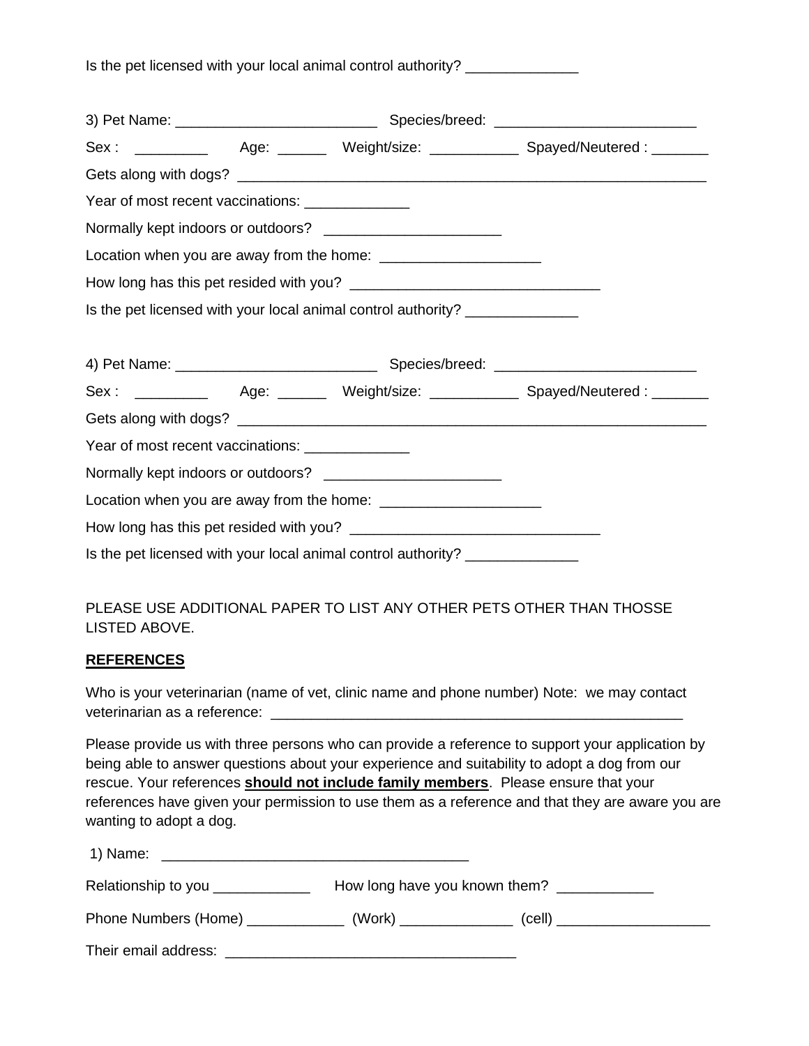Is the pet licensed with your local animal control authority? ______________

3) Pet Name: _________________________ Species/breed: _________________________

Sex : _________ Age: ______ Weight/size: ___________ Spayed/Neutered : _______

Gets along with dogs? ___________________________________________________________

Year of most recent vaccinations: _____________

Normally kept indoors or outdoors? ______________________

Location when you are away from the home: ____________________

How long has this pet resided with you? _______________________________

Is the pet licensed with your local animal control authority? ______________

4) Pet Name: _________________________ Species/breed: _________________________

Sex : _________ Age: ______ Weight/size: ___________ Spayed/Neutered : _______

Gets along with dogs? ___________________________________________________________

Year of most recent vaccinations: _____________

Normally kept indoors or outdoors? ______________________

Location when you are away from the home: ____________________

How long has this pet resided with you? _______________________________

Is the pet licensed with your local animal control authority? ______________

PLEASE USE ADDITIONAL PAPER TO LIST ANY OTHER PETS OTHER THAN THOSSE LISTED ABOVE.

**REFERENCES**

Who is your veterinarian (name of vet, clinic name and phone number) Note: we may contact veterinarian as a reference: _____________________________________________________

Please provide us with three persons who can provide a reference to support your application by being able to answer questions about your experience and suitability to adopt a dog from our rescue. Your references **should not include family members**. Please ensure that your references have given your permission to use them as a reference and that they are aware you are wanting to adopt a dog.

1) Name: ______________________________________

Relationship to you ____________ How long have you known them? ____________

Phone Numbers (Home) ____________ (Work) ______________ (cell) ___________________

Their email address: ____________________________________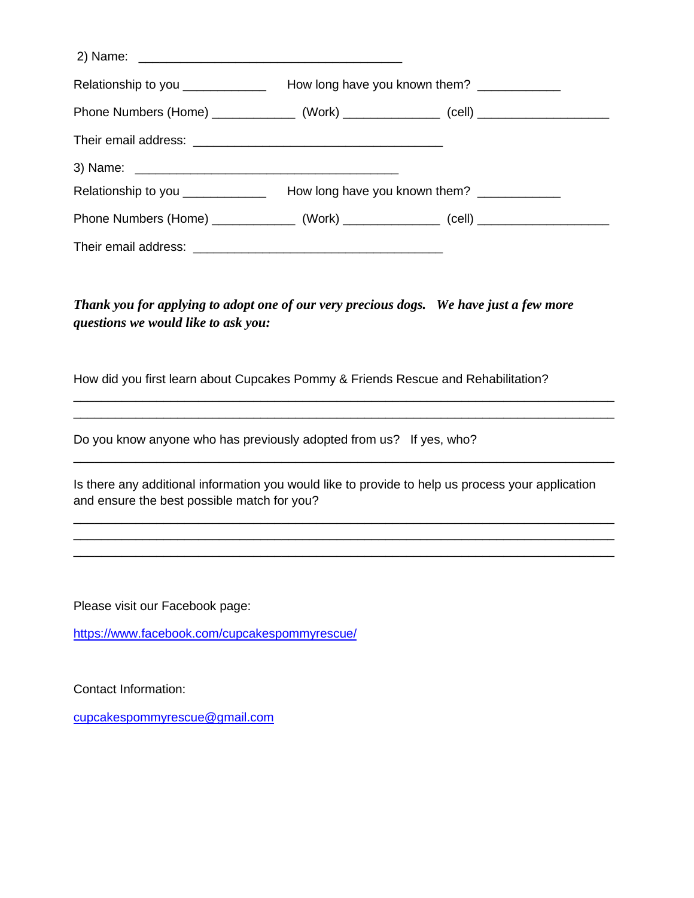2) Name: ______________________________________

Relationship to you ____________ How long have you known them? ____________

Phone Numbers (Home) ____________ (Work) ______________ (cell) ___________________

Their email address: ____________________________________

3) Name: ______________________________________

Relationship to you ____________ How long have you known them? ____________

Phone Numbers (Home) ____________ (Work) ______________ (cell) ___________________

Their email address: ____________________________________

***Thank you for applying to adopt one of our very precious dogs. We have just a few more questions we would like to ask you:***

How did you first learn about Cupcakes Pommy & Friends Rescue and Rehabilitation?

______________________________________________________________________________

______________________________________________________________________________

Do you know anyone who has previously adopted from us? If yes, who?

______________________________________________________________________________

Is there any additional information you would like to provide to help us process your application and ensure the best possible match for you?

______________________________________________________________________________

______________________________________________________________________________

______________________________________________________________________________

Please visit our Facebook page:

https://www.facebook.com/cupcakespommyrescue/

Contact Information:

cupcakespommyrescue@gmail.com